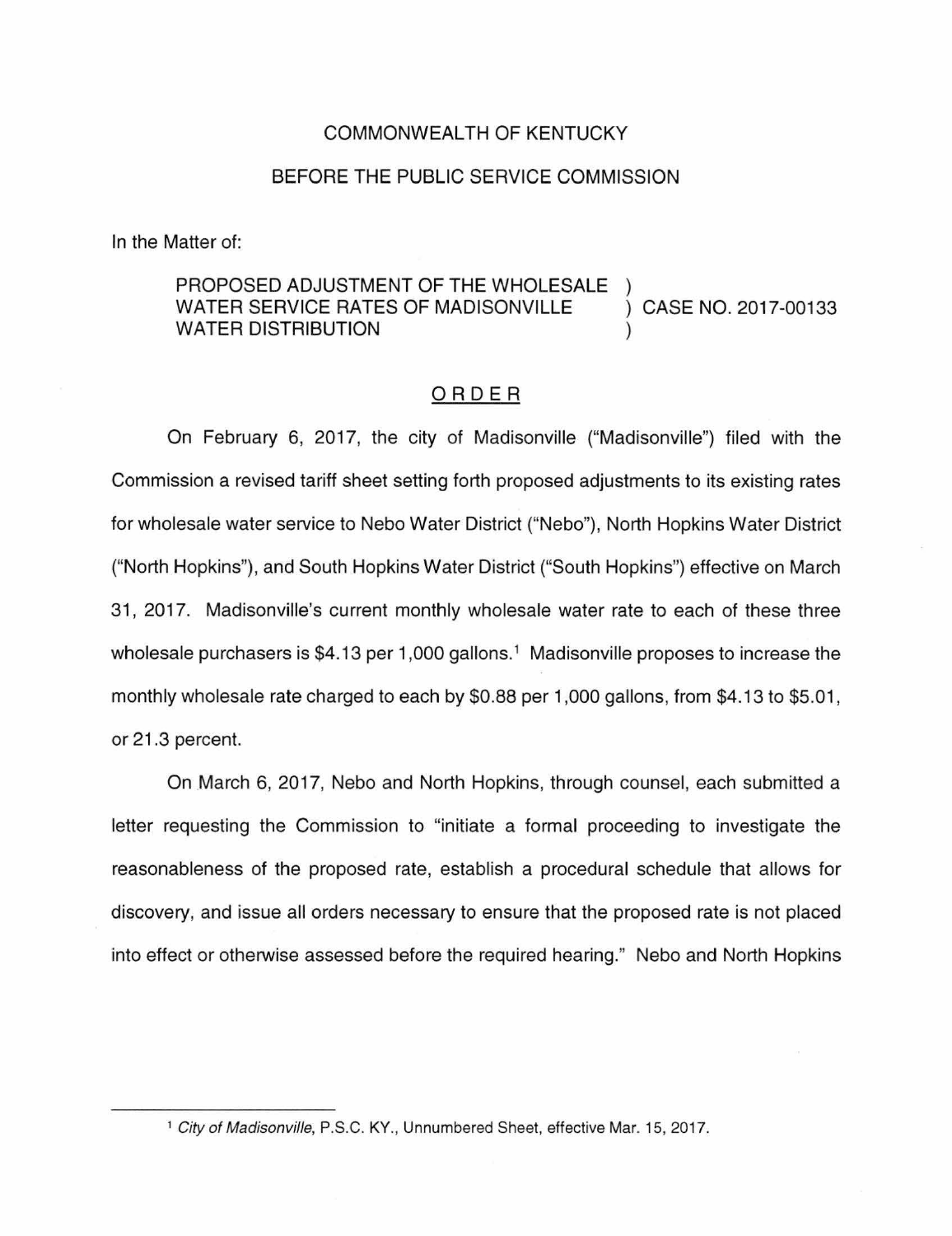COMMONWEALTH OF KENTUCKY

BEFORE THE PUBLIC SERVICE COMMISSION

In the Matter of:

PROPOSED ADJUSTMENT OF THE WHOLESALE WATER SERVICE RATES OF MADISONVILLE WATER DISTRIBUTION ) CASE NO. 2017-00133

## ORDER

On February 6, 2017, the city of Madisonville ("Madisonville") filed with the Commission a revised tariff sheet setting forth proposed adjustments to its existing rates for wholesale water service to Nebo Water District ("Nebo"), North Hopkins Water District ("North Hopkins"), and South Hopkins Water District ("South Hopkins") effective on March 31, 2017. Madisonville's current monthly wholesale water rate to each of these three wholesale purchasers is $4.13 per 1,000 gallons.[1] Madisonville proposes to increase the monthly wholesale rate charged to each by $0.88 per 1,000 gallons, from $4.13 to $5.01, or 21.3 percent.

On March 6, 2017, Nebo and North Hopkins, through counsel, each submitted a letter requesting the Commission to "initiate a formal proceeding to investigate the reasonableness of the proposed rate, establish a procedural schedule that allows for discovery, and issue all orders necessary to ensure that the proposed rate is not placed into effect or otherwise assessed before the required hearing." Nebo and North Hopkins

[1] *City of Madisonville*, P.S.C. KY., Unnumbered Sheet, effective Mar. 15, 2017.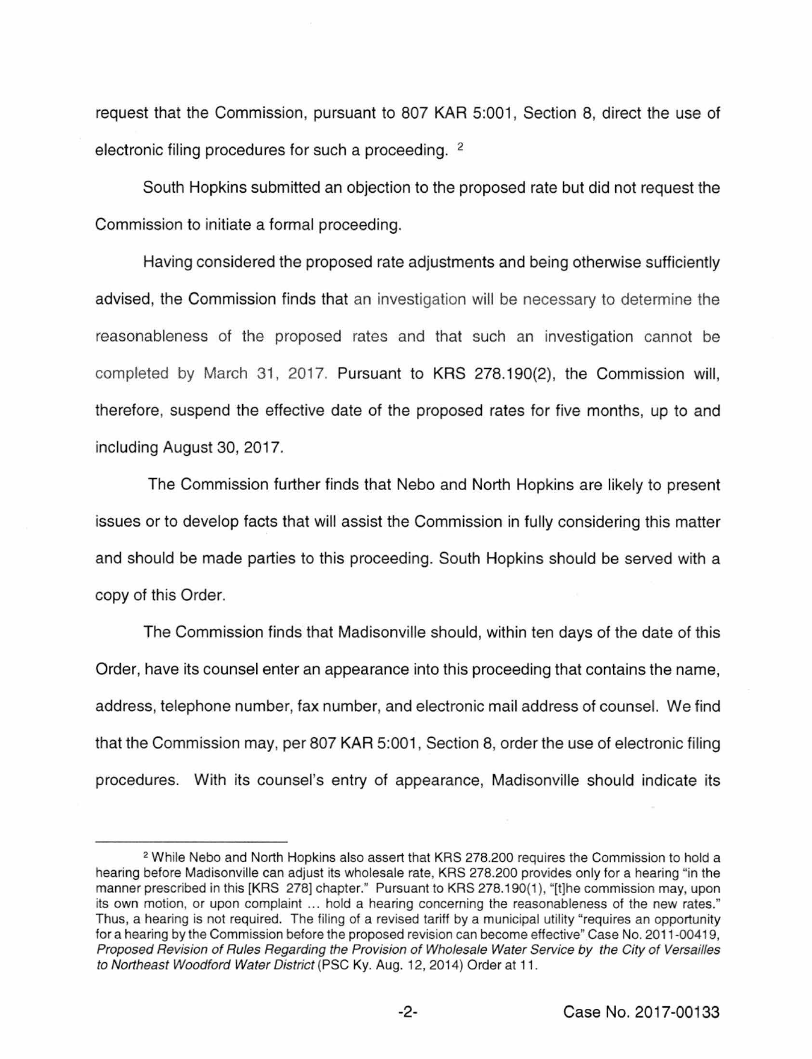request that the Commission, pursuant to 807 KAR 5:001, Section 8, direct the use of electronic filing procedures for such a proceeding. [2]

South Hopkins submitted an objection to the proposed rate but did not request the Commission to initiate a formal proceeding.

Having considered the proposed rate adjustments and being otherwise sufficiently advised, the Commission finds that an investigation will be necessary to determine the reasonableness of the proposed rates and that such an investigation cannot be completed by March 31, 2017. Pursuant to KRS 278.190(2), the Commission will, therefore, suspend the effective date of the proposed rates for five months, up to and including August 30, 2017.

The Commission further finds that Nebo and North Hopkins are likely to present issues or to develop facts that will assist the Commission in fully considering this matter and should be made parties to this proceeding. South Hopkins should be served with a copy of this Order.

The Commission finds that Madisonville should, within ten days of the date of this Order, have its counsel enter an appearance into this proceeding that contains the name, address, telephone number, fax number, and electronic mail address of counsel. We find that the Commission may, per 807 KAR 5:001, Section 8, order the use of electronic filing procedures. With its counsel's entry of appearance, Madisonville should indicate its

---

[2] While Nebo and North Hopkins also assert that KRS 278.200 requires the Commission to hold a hearing before Madisonville can adjust its wholesale rate, KRS 278.200 provides only for a hearing "in the manner prescribed in this [KRS 278] chapter." Pursuant to KRS 278.190(1), "[t]he commission may, upon its own motion, or upon complaint ... hold a hearing concerning the reasonableness of the new rates." Thus, a hearing is not required. The filing of a revised tariff by a municipal utility "requires an opportunity for a hearing by the Commission before the proposed revision can become effective" Case No. 2011-00419, *Proposed Revision of Rules Regarding the Provision of Wholesale Water Service by the City of Versailles to Northeast Woodford Water District* (PSC Ky. Aug. 12, 2014) Order at 11.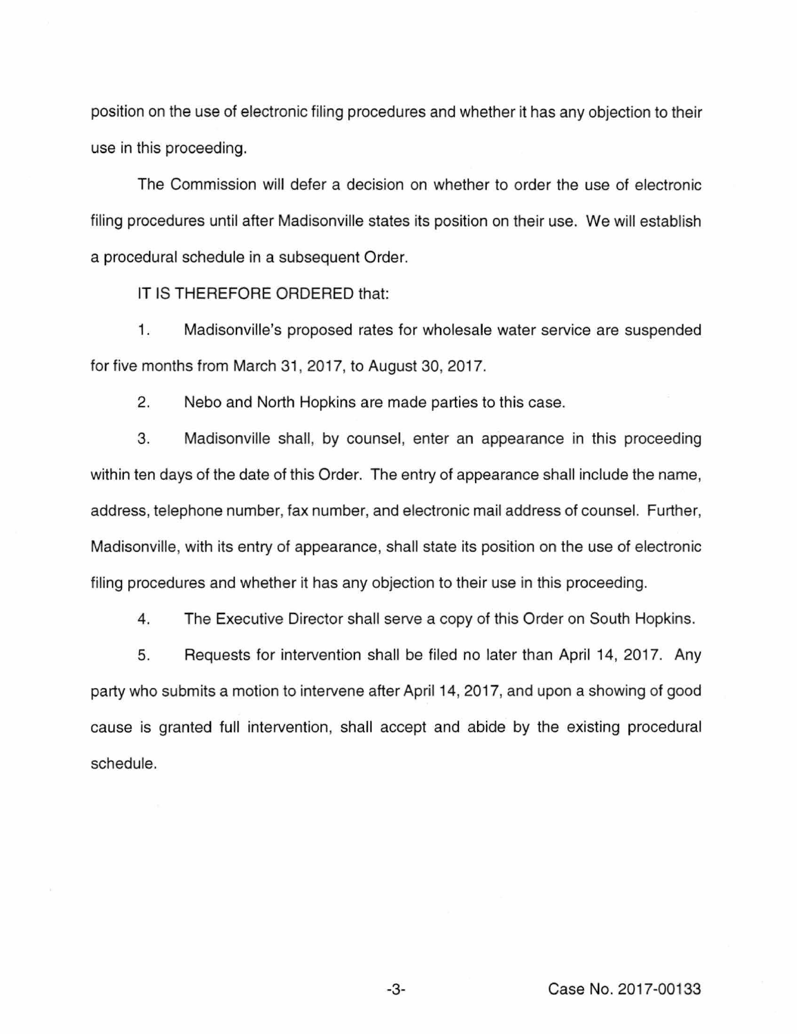position on the use of electronic filing procedures and whether it has any objection to their use in this proceeding.

The Commission will defer a decision on whether to order the use of electronic filing procedures until after Madisonville states its position on their use. We will establish a procedural schedule in a subsequent Order.

IT IS THEREFORE ORDERED that:

1. Madisonville's proposed rates for wholesale water service are suspended for five months from March 31, 2017, to August 30, 2017.

2. Nebo and North Hopkins are made parties to this case.

3. Madisonville shall, by counsel, enter an appearance in this proceeding within ten days of the date of this Order. The entry of appearance shall include the name, address, telephone number, fax number, and electronic mail address of counsel. Further, Madisonville, with its entry of appearance, shall state its position on the use of electronic filing procedures and whether it has any objection to their use in this proceeding.

4. The Executive Director shall serve a copy of this Order on South Hopkins.

5. Requests for intervention shall be filed no later than April 14, 2017. Any party who submits a motion to intervene after April 14, 2017, and upon a showing of good cause is granted full intervention, shall accept and abide by the existing procedural schedule.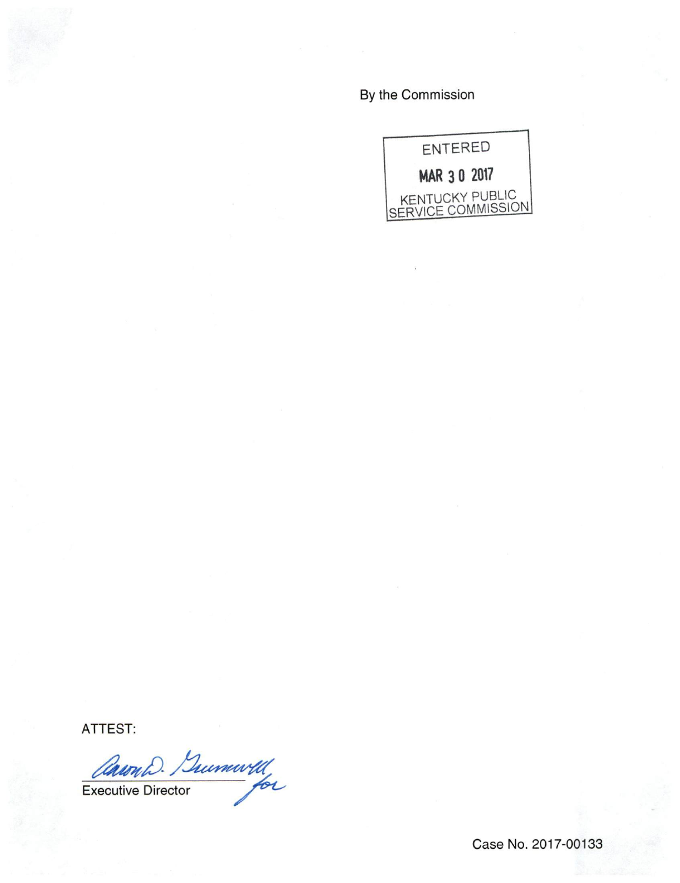By the Commission

ENTERED

MAR 30 2017

KENTUCKY PUBLIC
SERVICE COMMISSION

ATTEST:

Aaron D. Greenwell for

Executive Director

Case No. 2017-00133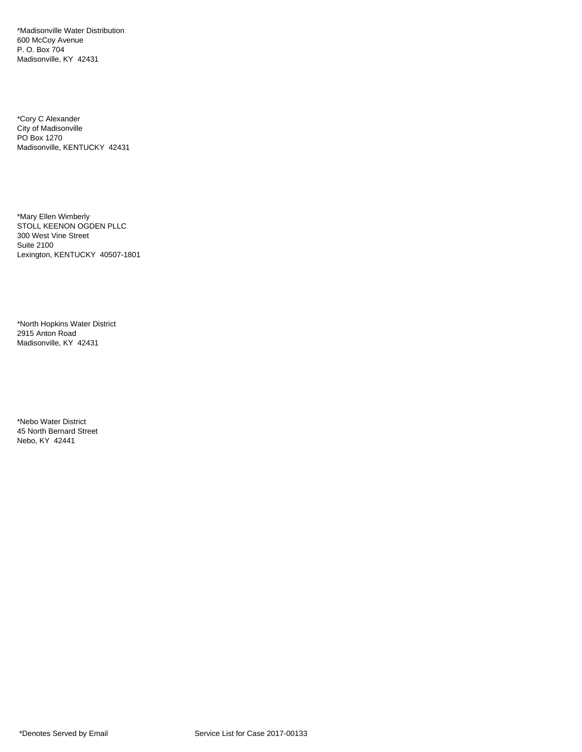*Madisonville Water Distribution
600 McCoy Avenue
P. O. Box 704
Madisonville, KY  42431

*Cory C Alexander
City of Madisonville
PO Box 1270
Madisonville, KENTUCKY  42431

*Mary Ellen Wimberly
STOLL KEENON OGDEN PLLC
300 West Vine Street
Suite 2100
Lexington, KENTUCKY  40507-1801

*North Hopkins Water District
2915 Anton Road
Madisonville, KY  42431

*Nebo Water District
45 North Bernard Street
Nebo, KY  42441

*Denotes Served by Email

Service List for Case 2017-00133